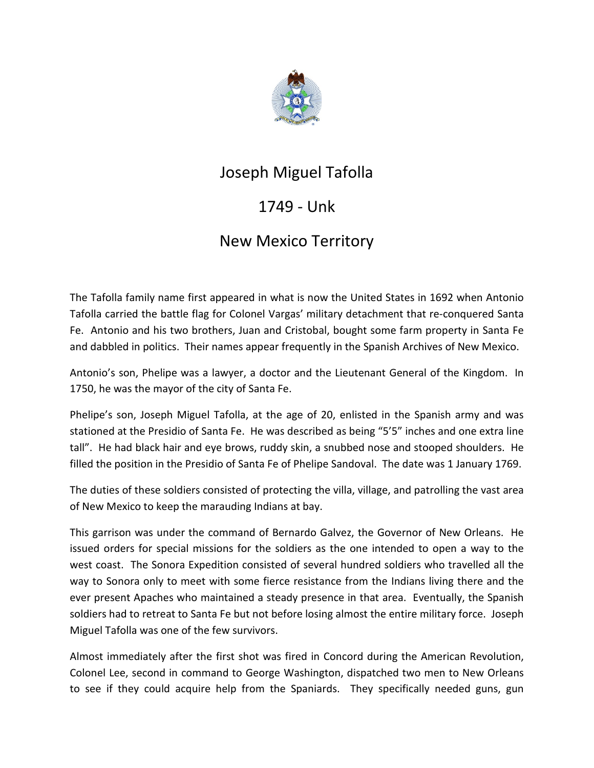# Joseph Miguel Tafolla

## 1749 - Unk

## New Mexico Territory

The Tafolla family name first appeared in what is now the United States in 1692 when Antonio Tafolla carried the battle flag for Colonel Vargas' military detachment that re-conquered Santa Fe. Antonio and his two brothers, Juan and Cristobal, bought some farm property in Santa Fe and dabbled in politics. Their names appear frequently in the Spanish Archives of New Mexico.

Antonio's son, Phelipe was a lawyer, a doctor and the Lieutenant General of the Kingdom. In 1750, he was the mayor of the city of Santa Fe.

Phelipe's son, Joseph Miguel Tafolla, at the age of 20, enlisted in the Spanish army and was stationed at the Presidio of Santa Fe. He was described as being "5'5" inches and one extra line tall". He had black hair and eye brows, ruddy skin, a snubbed nose and stooped shoulders. He filled the position in the Presidio of Santa Fe of Phelipe Sandoval. The date was 1 January 1769.

The duties of these soldiers consisted of protecting the villa, village, and patrolling the vast area of New Mexico to keep the marauding Indians at bay.

This garrison was under the command of Bernardo Galvez, the Governor of New Orleans. He issued orders for special missions for the soldiers as the one intended to open a way to the west coast. The Sonora Expedition consisted of several hundred soldiers who travelled all the way to Sonora only to meet with some fierce resistance from the Indians living there and the ever present Apaches who maintained a steady presence in that area. Eventually, the Spanish soldiers had to retreat to Santa Fe but not before losing almost the entire military force. Joseph Miguel Tafolla was one of the few survivors.

Almost immediately after the first shot was fired in Concord during the American Revolution, Colonel Lee, second in command to George Washington, dispatched two men to New Orleans to see if they could acquire help from the Spaniards. They specifically needed guns, gun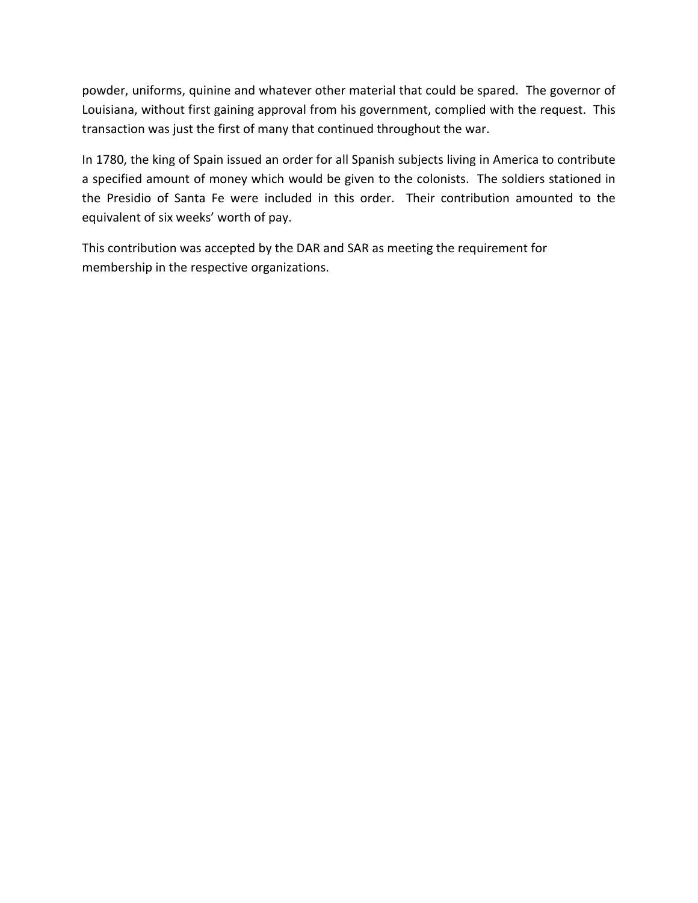powder, uniforms, quinine and whatever other material that could be spared. The governor of Louisiana, without first gaining approval from his government, complied with the request. This transaction was just the first of many that continued throughout the war.

In 1780, the king of Spain issued an order for all Spanish subjects living in America to contribute a specified amount of money which would be given to the colonists. The soldiers stationed in the Presidio of Santa Fe were included in this order. Their contribution amounted to the equivalent of six weeks' worth of pay.

This contribution was accepted by the DAR and SAR as meeting the requirement for membership in the respective organizations.